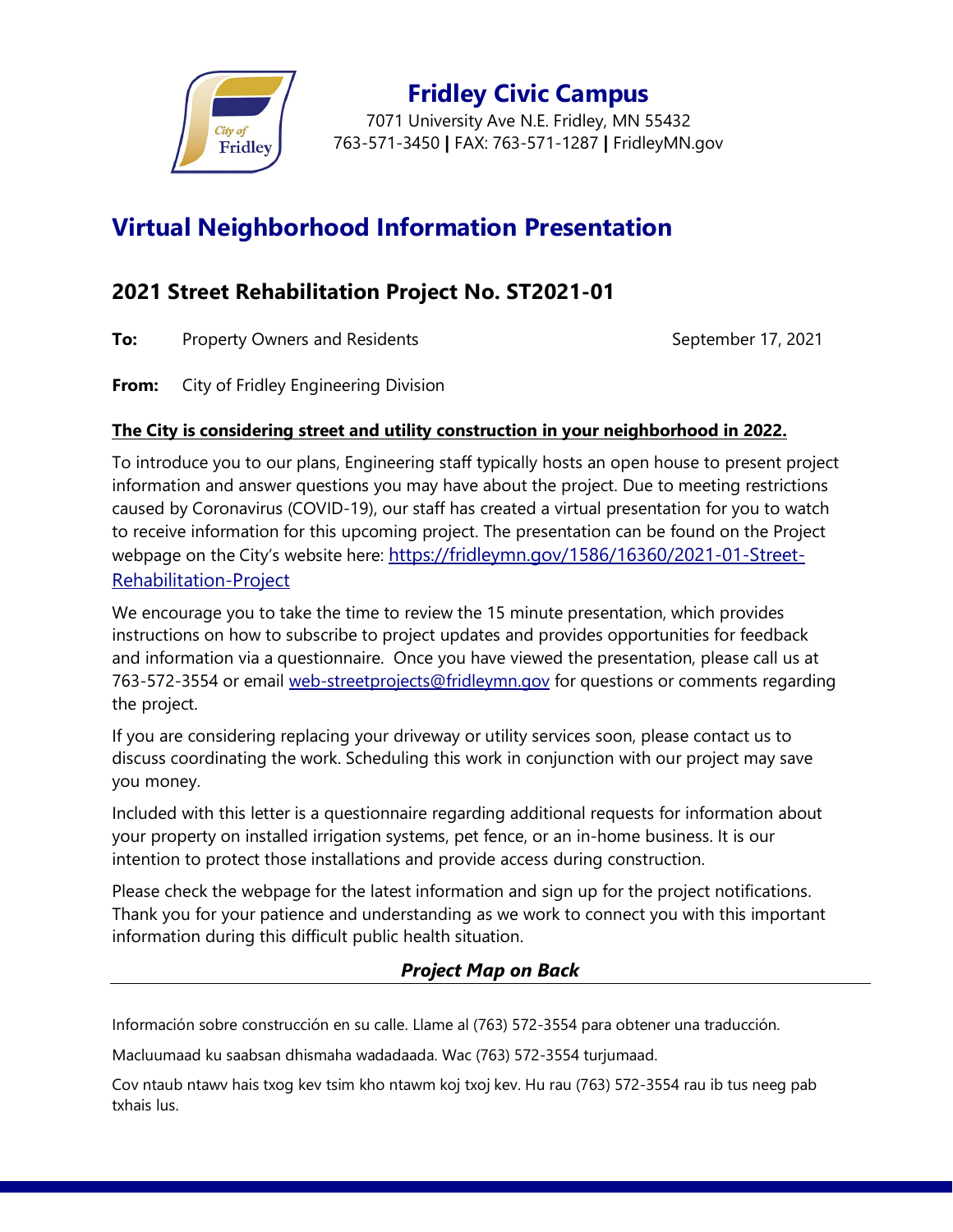# Fridley Civic Campus

7071 University Ave N.E. Fridley, MN 55432
763-571-3450 | FAX: 763-571-1287 | FridleyMN.gov

## Virtual Neighborhood Information Presentation

### 2021 Street Rehabilitation Project No. ST2021-01

**To:** Property Owners and Residents — September 17, 2021

**From:** City of Fridley Engineering Division

**The City is considering street and utility construction in your neighborhood in 2022.**

To introduce you to our plans, Engineering staff typically hosts an open house to present project information and answer questions you may have about the project. Due to meeting restrictions caused by Coronavirus (COVID-19), our staff has created a virtual presentation for you to watch to receive information for this upcoming project. The presentation can be found on the Project webpage on the City's website here: https://fridleymn.gov/1586/16360/2021-01-Street-Rehabilitation-Project

We encourage you to take the time to review the 15 minute presentation, which provides instructions on how to subscribe to project updates and provides opportunities for feedback and information via a questionnaire. Once you have viewed the presentation, please call us at 763-572-3554 or email web-streetprojects@fridleymn.gov for questions or comments regarding the project.

If you are considering replacing your driveway or utility services soon, please contact us to discuss coordinating the work. Scheduling this work in conjunction with our project may save you money.

Included with this letter is a questionnaire regarding additional requests for information about your property on installed irrigation systems, pet fence, or an in-home business. It is our intention to protect those installations and provide access during construction.

Please check the webpage for the latest information and sign up for the project notifications. Thank you for your patience and understanding as we work to connect you with this important information during this difficult public health situation.

***Project Map on Back***

---

Información sobre construcción en su calle. Llame al (763) 572-3554 para obtener una traducción.

Macluumaad ku saabsan dhismaha wadadaada. Wac (763) 572-3554 turjumaad.

Cov ntaub ntawv hais txog kev tsim kho ntawm koj txoj kev. Hu rau (763) 572-3554 rau ib tus neeg pab txhais lus.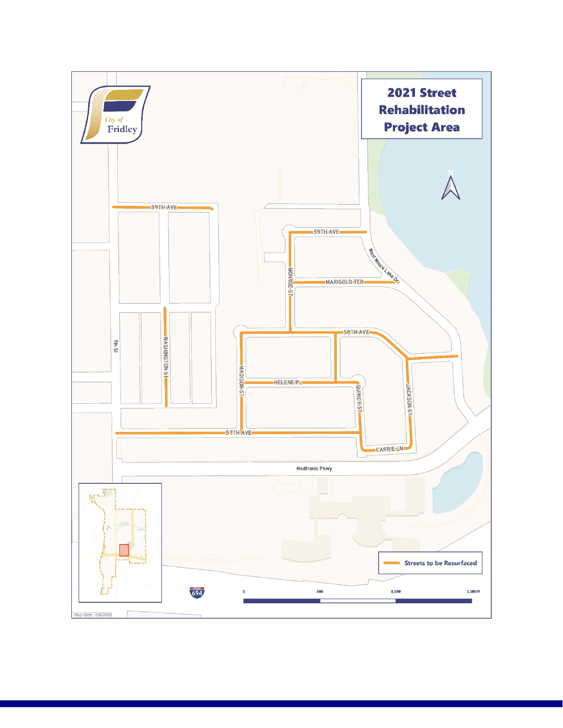# 2021 Street Rehabilitation Project Area

City of Fridley

59TH AVE

59TH AVE

West Moore Lake Dr

MONROE ST

MARIGOLD TER

58TH AVE

7th St

WASHINGTON ST

MADISON ST

HELENE PL

QUINCY ST

JACKSON ST

57TH AVE

CARRIE LN

Medtronic Pkwy

694

0

500

1,000

1,500 ft

Streets to be Resurfaced

Map Date: 7/8/2020